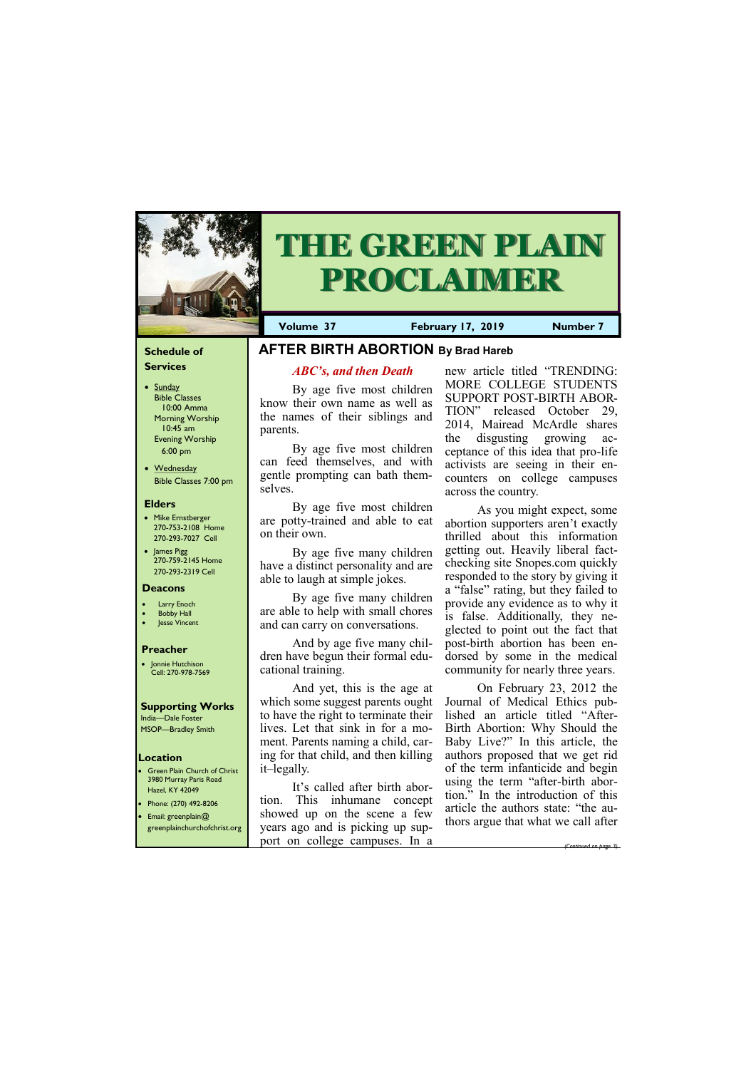# THE GREEN PLAIN PROCLAIMER

**Volume 37** | **February 17, 2019** | **Number 7**

## AFTER BIRTH ABORTION By Brad Hareb

*ABC's, and then Death*

By age five most children know their own name as well as the names of their siblings and parents.

By age five most children can feed themselves, and with gentle prompting can bath themselves.

By age five most children are potty-trained and able to eat on their own.

By age five many children have a distinct personality and are able to laugh at simple jokes.

By age five many children are able to help with small chores and can carry on conversations.

And by age five many children have begun their formal educational training.

And yet, this is the age at which some suggest parents ought to have the right to terminate their lives. Let that sink in for a moment. Parents naming a child, caring for that child, and then killing it–legally.

It's called after birth abortion. This inhumane concept showed up on the scene a few years ago and is picking up support on college campuses. In a new article titled "TRENDING: MORE COLLEGE STUDENTS SUPPORT POST-BIRTH ABORTION" released October 29, 2014, Mairead McArdle shares the disgusting growing acceptance of this idea that pro-life activists are seeing in their encounters on college campuses across the country.

As you might expect, some abortion supporters aren't exactly thrilled about this information getting out. Heavily liberal fact-checking site Snopes.com quickly responded to the story by giving it a "false" rating, but they failed to provide any evidence as to why it is false. Additionally, they neglected to point out the fact that post-birth abortion has been endorsed by some in the medical community for nearly three years.

On February 23, 2012 the Journal of Medical Ethics published an article titled "After-Birth Abortion: Why Should the Baby Live?" In this article, the authors proposed that we get rid of the term infanticide and begin using the term "after-birth abortion." In the introduction of this article the authors state: "the authors argue that what we call after

*(Continued on page 3)*

### Schedule of Services

- Sunday
  - Bible Classes 10:00 Amma
  - Morning Worship 10:45 am
  - Evening Worship 6:00 pm
- Wednesday
  - Bible Classes 7:00 pm

### Elders

- Mike Ernstberger 270-753-2108 Home 270-293-7027 Cell
- James Pigg 270-759-2145 Home 270-293-2319 Cell

### Deacons

- Larry Enoch
- Bobby Hall
- Jesse Vincent

### Preacher

- Jonnie Hutchison Cell: 270-978-7569

### Supporting Works

India—Dale Foster
MSOP—Bradley Smith

### Location

- Green Plain Church of Christ 3980 Murray Paris Road Hazel, KY 42049
- Phone: (270) 492-8206
- Email: greenplain@greenplainchurchofchrist.org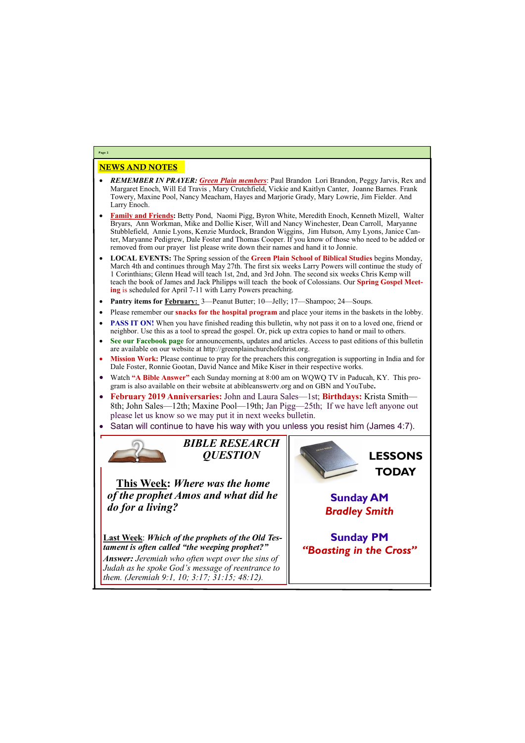## NEWS AND NOTES

- ***REMEMBER IN PRAYER:*** ***Green Plain members***: Paul Brandon Lori Brandon, Peggy Jarvis, Rex and Margaret Enoch, Will Ed Travis , Mary Crutchfield, Vickie and Kaitlyn Canter, Joanne Barnes. Frank Towery, Maxine Pool, Nancy Meacham, Hayes and Marjorie Grady, Mary Lowrie, Jim Fielder. And Larry Enoch.
- **Family and Friends:** Betty Pond, Naomi Pigg, Byron White, Meredith Enoch, Kenneth Mizell, Walter Bryars, Ann Workman, Mike and Dollie Kiser, Will and Nancy Winchester, Dean Carroll, Maryanne Stubblefield, Annie Lyons, Kenzie Murdock, Brandon Wiggins, Jim Hutson, Amy Lyons, Janice Canter, Maryanne Pedigrew, Dale Foster and Thomas Cooper. If you know of those who need to be added or removed from our prayer list please write down their names and hand it to Jonnie.
- **LOCAL EVENTS:** The Spring session of the **Green Plain School of Biblical Studies** begins Monday, March 4th and continues through May 27th. The first six weeks Larry Powers will continue the study of 1 Corinthians; Glenn Head will teach 1st, 2nd, and 3rd John. The second six weeks Chris Kemp will teach the book of James and Jack Philipps will teach the book of Colossians. Our **Spring Gospel Meeting** is scheduled for April 7-11 with Larry Powers preaching.
- **Pantry items for February:** 3—Peanut Butter; 10—Jelly; 17—Shampoo; 24—Soups.
- Please remember our **snacks for the hospital program** and place your items in the baskets in the lobby.
- **PASS IT ON!** When you have finished reading this bulletin, why not pass it on to a loved one, friend or neighbor. Use this as a tool to spread the gospel. Or, pick up extra copies to hand or mail to others.
- **See our Facebook page** for announcements, updates and articles. Access to past editions of this bulletin are available on our website at http://greenplainchurchofchrist.org.
- **Mission Work:** Please continue to pray for the preachers this congregation is supporting in India and for Dale Foster, Ronnie Gootan, David Nance and Mike Kiser in their respective works.
- Watch **"A Bible Answer"** each Sunday morning at 8:00 am on WQWQ TV in Paducah, KY. This program is also available on their website at abibleanswertv.org and on GBN and YouTube**.**
- **February 2019 Anniversaries:** John and Laura Sales—1st; **Birthdays:** Krista Smith—8th; John Sales—12th; Maxine Pool—19th; Jan Pigg—25th; If we have left anyone out please let us know so we may put it in next weeks bulletin.
- Satan will continue to have his way with you unless you resist him (James 4:7).

### *BIBLE RESEARCH QUESTION*

**This Week**: ***Where was the home of the prophet Amos and what did he do for a living?***

**Last Week**: ***Which of the prophets of the Old Testament is often called "the weeping prophet?"***

***Answer:*** *Jeremiah who often wept over the sins of Judah as he spoke God's message of reentrance to them. (Jeremiah 9:1, 10; 3:17; 31:15; 48:12).*

### LESSONS TODAY

**Sunday AM**
***Bradley Smith***

**Sunday PM**
***"Boasting in the Cross"***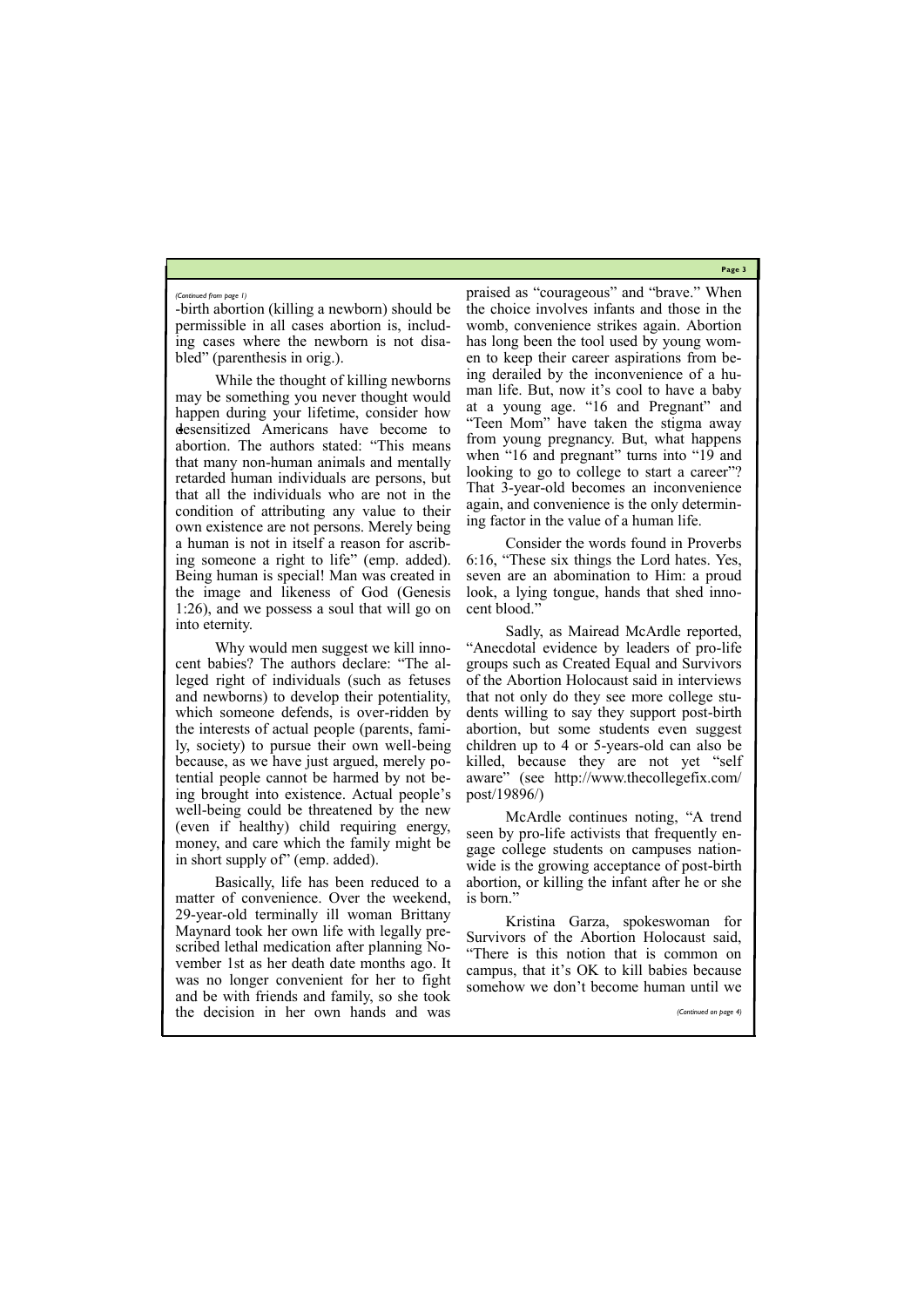*(Continued from page 1)*

-birth abortion (killing a newborn) should be permissible in all cases abortion is, including cases where the newborn is not disabled" (parenthesis in orig.).

While the thought of killing newborns may be something you never thought would happen during your lifetime, consider how desensitized Americans have become to abortion. The authors stated: "This means that many non-human animals and mentally retarded human individuals are persons, but that all the individuals who are not in the condition of attributing any value to their own existence are not persons. Merely being a human is not in itself a reason for ascribing someone a right to life" (emp. added). Being human is special! Man was created in the image and likeness of God (Genesis 1:26), and we possess a soul that will go on into eternity.

Why would men suggest we kill innocent babies? The authors declare: "The alleged right of individuals (such as fetuses and newborns) to develop their potentiality, which someone defends, is over-ridden by the interests of actual people (parents, family, society) to pursue their own well-being because, as we have just argued, merely potential people cannot be harmed by not being brought into existence. Actual people's well-being could be threatened by the new (even if healthy) child requiring energy, money, and care which the family might be in short supply of" (emp. added).

Basically, life has been reduced to a matter of convenience. Over the weekend, 29-year-old terminally ill woman Brittany Maynard took her own life with legally prescribed lethal medication after planning November 1st as her death date months ago. It was no longer convenient for her to fight and be with friends and family, so she took the decision in her own hands and was praised as "courageous" and "brave." When the choice involves infants and those in the womb, convenience strikes again. Abortion has long been the tool used by young women to keep their career aspirations from being derailed by the inconvenience of a human life. But, now it's cool to have a baby at a young age. "16 and Pregnant" and "Teen Mom" have taken the stigma away from young pregnancy. But, what happens when "16 and pregnant" turns into "19 and looking to go to college to start a career"? That 3-year-old becomes an inconvenience again, and convenience is the only determining factor in the value of a human life.

Consider the words found in Proverbs 6:16, "These six things the Lord hates. Yes, seven are an abomination to Him: a proud look, a lying tongue, hands that shed innocent blood."

Sadly, as Mairead McArdle reported, "Anecdotal evidence by leaders of pro-life groups such as Created Equal and Survivors of the Abortion Holocaust said in interviews that not only do they see more college students willing to say they support post-birth abortion, but some students even suggest children up to 4 or 5-years-old can also be killed, because they are not yet "self aware" (see http://www.thecollegefix.com/post/19896/)

McArdle continues noting, "A trend seen by pro-life activists that frequently engage college students on campuses nationwide is the growing acceptance of post-birth abortion, or killing the infant after he or she is born."

Kristina Garza, spokeswoman for Survivors of the Abortion Holocaust said, "There is this notion that is common on campus, that it's OK to kill babies because somehow we don't become human until we

*(Continued on page 4)*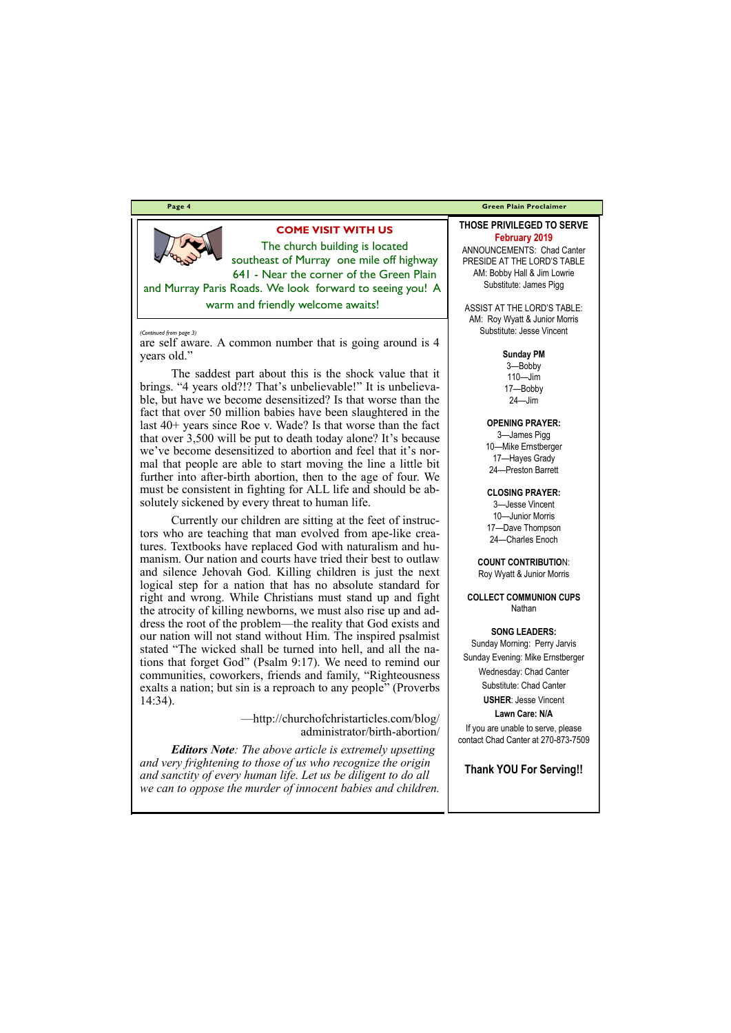## COME VISIT WITH US

The church building is located southeast of Murray one mile off highway 641 - Near the corner of the Green Plain and Murray Paris Roads. We look forward to seeing you! A warm and friendly welcome awaits!

*(Continued from page 3)*

are self aware. A common number that is going around is 4 years old."

The saddest part about this is the shock value that it brings. "4 years old?!? That's unbelievable!" It is unbelievable, but have we become desensitized? Is that worse than the fact that over 50 million babies have been slaughtered in the last 40+ years since Roe v. Wade? Is that worse than the fact that over 3,500 will be put to death today alone? It's because we've become desensitized to abortion and feel that it's normal that people are able to start moving the line a little bit further into after-birth abortion, then to the age of four. We must be consistent in fighting for ALL life and should be absolutely sickened by every threat to human life.

Currently our children are sitting at the feet of instructors who are teaching that man evolved from ape-like creatures. Textbooks have replaced God with naturalism and humanism. Our nation and courts have tried their best to outlaw and silence Jehovah God. Killing children is just the next logical step for a nation that has no absolute standard for right and wrong. While Christians must stand up and fight the atrocity of killing newborns, we must also rise up and address the root of the problem—the reality that God exists and our nation will not stand without Him. The inspired psalmist stated "The wicked shall be turned into hell, and all the nations that forget God" (Psalm 9:17). We need to remind our communities, coworkers, friends and family, "Righteousness exalts a nation; but sin is a reproach to any people" (Proverbs 14:34).

—http://churchofchristarticles.com/blog/administrator/birth-abortion/

***Editors Note**: The above article is extremely upsetting and very frightening to those of us who recognize the origin and sanctity of every human life. Let us be diligent to do all we can to oppose the murder of innocent babies and children.*

## THOSE PRIVILEGED TO SERVE

**February 2019**

ANNOUNCEMENTS: Chad Canter

PRESIDE AT THE LORD'S TABLE

AM: Bobby Hall & Jim Lowrie

Substitute: James Pigg

ASSIST AT THE LORD'S TABLE:

AM: Roy Wyatt & Junior Morris

Substitute: Jesse Vincent

**Sunday PM**

3—Bobby
110—Jim
17—Bobby
24—Jim

**OPENING PRAYER:**

3—James Pigg
10—Mike Ernstberger
17—Hayes Grady
24—Preston Barrett

**CLOSING PRAYER:**

3—Jesse Vincent
10—Junior Morris
17—Dave Thompson
24—Charles Enoch

**COUNT CONTRIBUTION**:
Roy Wyatt & Junior Morris

**COLLECT COMMUNION CUPS**
Nathan

**SONG LEADERS:**

Sunday Morning: Perry Jarvis
Sunday Evening: Mike Ernstberger
Wednesday: Chad Canter
Substitute: Chad Canter

**USHER**: Jesse Vincent

**Lawn Care: N/A**

If you are unable to serve, please contact Chad Canter at 270-873-7509

**Thank YOU For Serving!!**